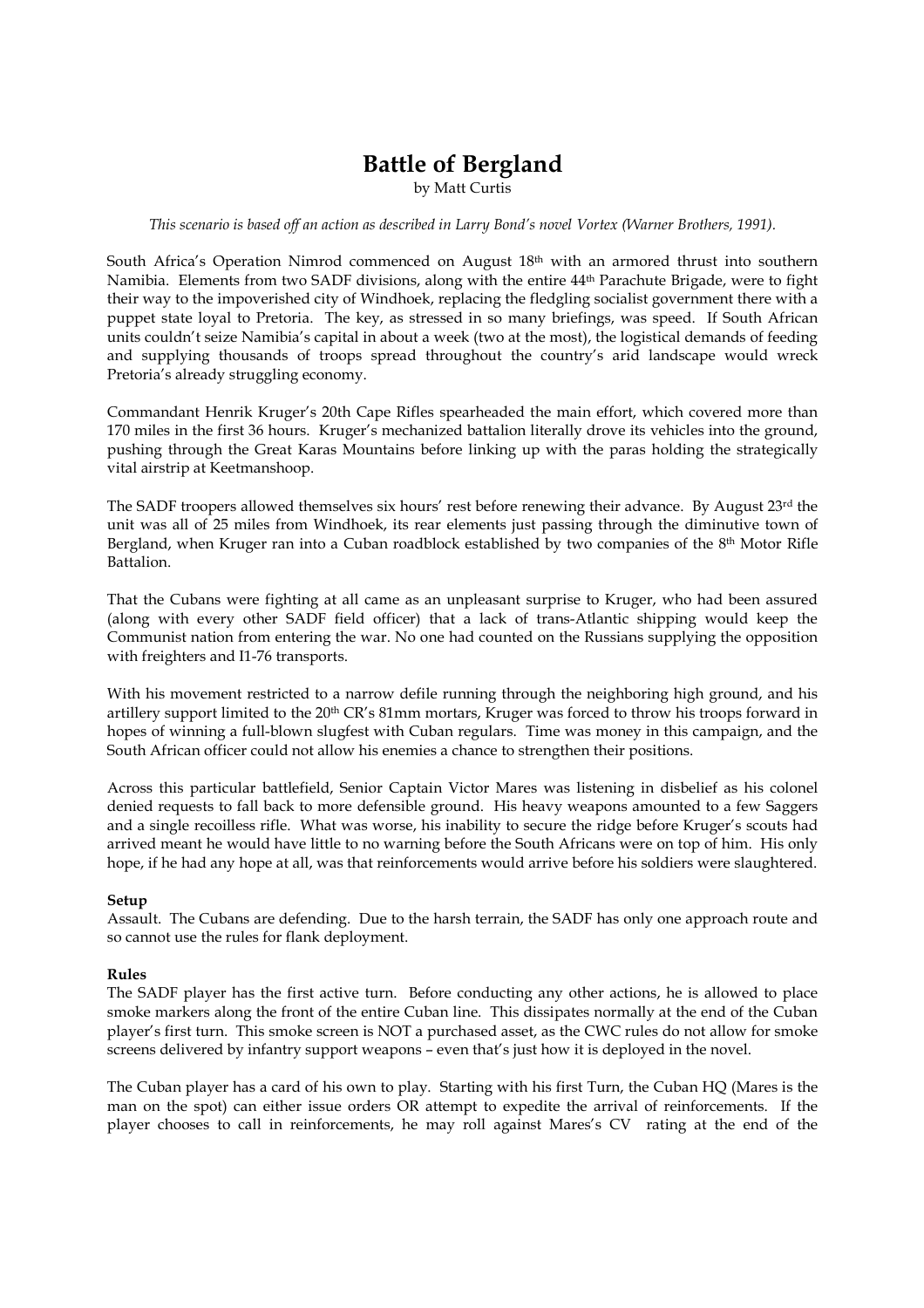# Battle of Bergland

by Matt Curtis

*This scenario is based off an action as described in Larry Bond's novel Vortex (Warner Brothers, 1991).*

South Africa's Operation Nimrod commenced on August 18th with an armored thrust into southern Namibia. Elements from two SADF divisions, along with the entire 44th Parachute Brigade, were to fight their way to the impoverished city of Windhoek, replacing the fledgling socialist government there with a puppet state loyal to Pretoria. The key, as stressed in so many briefings, was speed. If South African units couldn't seize Namibia's capital in about a week (two at the most), the logistical demands of feeding and supplying thousands of troops spread throughout the country's arid landscape would wreck Pretoria's already struggling economy.

Commandant Henrik Kruger's 20th Cape Rifles spearheaded the main effort, which covered more than 170 miles in the first 36 hours. Kruger's mechanized battalion literally drove its vehicles into the ground, pushing through the Great Karas Mountains before linking up with the paras holding the strategically vital airstrip at Keetmanshoop.

The SADF troopers allowed themselves six hours' rest before renewing their advance. By August 23rd the unit was all of 25 miles from Windhoek, its rear elements just passing through the diminutive town of Bergland, when Kruger ran into a Cuban roadblock established by two companies of the 8th Motor Rifle Battalion.

That the Cubans were fighting at all came as an unpleasant surprise to Kruger, who had been assured (along with every other SADF field officer) that a lack of trans-Atlantic shipping would keep the Communist nation from entering the war. No one had counted on the Russians supplying the opposition with freighters and I1-76 transports.

With his movement restricted to a narrow defile running through the neighboring high ground, and his artillery support limited to the 20th CR's 81mm mortars, Kruger was forced to throw his troops forward in hopes of winning a full-blown slugfest with Cuban regulars. Time was money in this campaign, and the South African officer could not allow his enemies a chance to strengthen their positions.

Across this particular battlefield, Senior Captain Victor Mares was listening in disbelief as his colonel denied requests to fall back to more defensible ground. His heavy weapons amounted to a few Saggers and a single recoilless rifle. What was worse, his inability to secure the ridge before Kruger's scouts had arrived meant he would have little to no warning before the South Africans were on top of him. His only hope, if he had any hope at all, was that reinforcements would arrive before his soldiers were slaughtered.

**Setup**

Assault. The Cubans are defending. Due to the harsh terrain, the SADF has only one approach route and so cannot use the rules for flank deployment.

**Rules**

The SADF player has the first active turn. Before conducting any other actions, he is allowed to place smoke markers along the front of the entire Cuban line. This dissipates normally at the end of the Cuban player's first turn. This smoke screen is NOT a purchased asset, as the CWC rules do not allow for smoke screens delivered by infantry support weapons – even that's just how it is deployed in the novel.

The Cuban player has a card of his own to play. Starting with his first Turn, the Cuban HQ (Mares is the man on the spot) can either issue orders OR attempt to expedite the arrival of reinforcements. If the player chooses to call in reinforcements, he may roll against Mares's CV rating at the end of the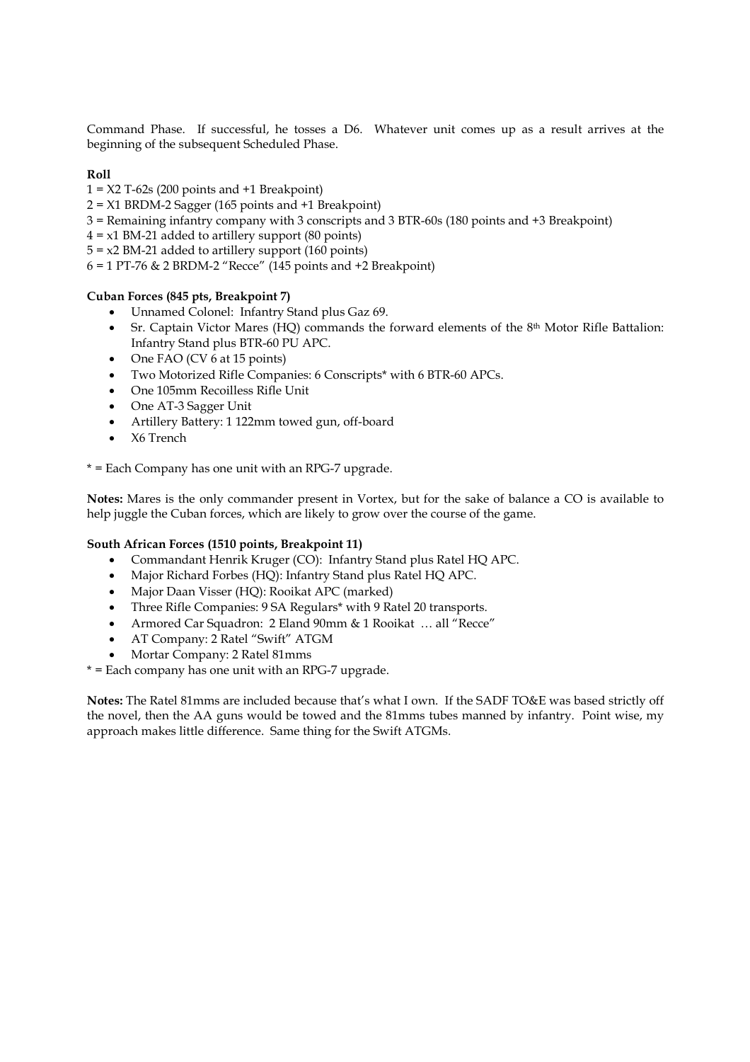Command Phase. If successful, he tosses a D6. Whatever unit comes up as a result arrives at the beginning of the subsequent Scheduled Phase.

**Roll**

1 = X2 T-62s (200 points and +1 Breakpoint)
2 = X1 BRDM-2 Sagger (165 points and +1 Breakpoint)
3 = Remaining infantry company with 3 conscripts and 3 BTR-60s (180 points and +3 Breakpoint)
4 = x1 BM-21 added to artillery support (80 points)
5 = x2 BM-21 added to artillery support (160 points)
6 = 1 PT-76 & 2 BRDM-2 "Recce" (145 points and +2 Breakpoint)

**Cuban Forces (845 pts, Breakpoint 7)**

- Unnamed Colonel: Infantry Stand plus Gaz 69.
- Sr. Captain Victor Mares (HQ) commands the forward elements of the 8th Motor Rifle Battalion: Infantry Stand plus BTR-60 PU APC.
- One FAO (CV 6 at 15 points)
- Two Motorized Rifle Companies: 6 Conscripts* with 6 BTR-60 APCs.
- One 105mm Recoilless Rifle Unit
- One AT-3 Sagger Unit
- Artillery Battery: 1 122mm towed gun, off-board
- X6 Trench

* = Each Company has one unit with an RPG-7 upgrade.

**Notes:** Mares is the only commander present in Vortex, but for the sake of balance a CO is available to help juggle the Cuban forces, which are likely to grow over the course of the game.

**South African Forces (1510 points, Breakpoint 11)**

- Commandant Henrik Kruger (CO): Infantry Stand plus Ratel HQ APC.
- Major Richard Forbes (HQ): Infantry Stand plus Ratel HQ APC.
- Major Daan Visser (HQ): Rooikat APC (marked)
- Three Rifle Companies: 9 SA Regulars* with 9 Ratel 20 transports.
- Armored Car Squadron: 2 Eland 90mm & 1 Rooikat … all "Recce"
- AT Company: 2 Ratel "Swift" ATGM
- Mortar Company: 2 Ratel 81mms

* = Each company has one unit with an RPG-7 upgrade.

**Notes:** The Ratel 81mms are included because that's what I own. If the SADF TO&E was based strictly off the novel, then the AA guns would be towed and the 81mms tubes manned by infantry. Point wise, my approach makes little difference. Same thing for the Swift ATGMs.